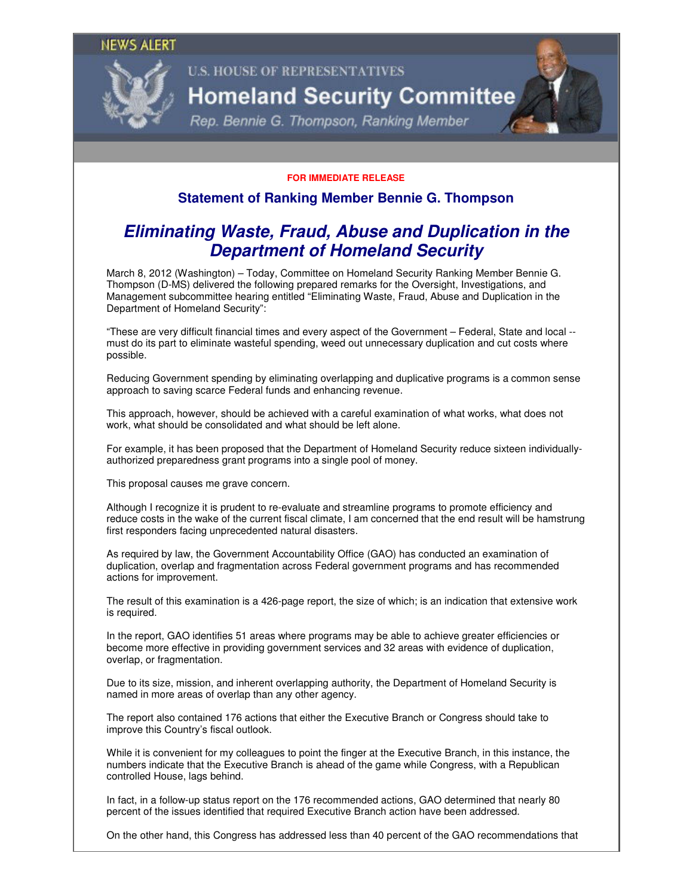NEWS ALERT

U.S. HOUSE OF REPRESENTATIVES

**Homeland Security Committee**

*Rep. Bennie G. Thompson, Ranking Member*

**FOR IMMEDIATE RELEASE**

## Statement of Ranking Member Bennie G. Thompson

# *Eliminating Waste, Fraud, Abuse and Duplication in the Department of Homeland Security*

March 8, 2012 (Washington) – Today, Committee on Homeland Security Ranking Member Bennie G. Thompson (D-MS) delivered the following prepared remarks for the Oversight, Investigations, and Management subcommittee hearing entitled "Eliminating Waste, Fraud, Abuse and Duplication in the Department of Homeland Security":

"These are very difficult financial times and every aspect of the Government – Federal, State and local -- must do its part to eliminate wasteful spending, weed out unnecessary duplication and cut costs where possible.

Reducing Government spending by eliminating overlapping and duplicative programs is a common sense approach to saving scarce Federal funds and enhancing revenue.

This approach, however, should be achieved with a careful examination of what works, what does not work, what should be consolidated and what should be left alone.

For example, it has been proposed that the Department of Homeland Security reduce sixteen individually-authorized preparedness grant programs into a single pool of money.

This proposal causes me grave concern.

Although I recognize it is prudent to re-evaluate and streamline programs to promote efficiency and reduce costs in the wake of the current fiscal climate, I am concerned that the end result will be hamstrung first responders facing unprecedented natural disasters.

As required by law, the Government Accountability Office (GAO) has conducted an examination of duplication, overlap and fragmentation across Federal government programs and has recommended actions for improvement.

The result of this examination is a 426-page report, the size of which; is an indication that extensive work is required.

In the report, GAO identifies 51 areas where programs may be able to achieve greater efficiencies or become more effective in providing government services and 32 areas with evidence of duplication, overlap, or fragmentation.

Due to its size, mission, and inherent overlapping authority, the Department of Homeland Security is named in more areas of overlap than any other agency.

The report also contained 176 actions that either the Executive Branch or Congress should take to improve this Country's fiscal outlook.

While it is convenient for my colleagues to point the finger at the Executive Branch, in this instance, the numbers indicate that the Executive Branch is ahead of the game while Congress, with a Republican controlled House, lags behind.

In fact, in a follow-up status report on the 176 recommended actions, GAO determined that nearly 80 percent of the issues identified that required Executive Branch action have been addressed.

On the other hand, this Congress has addressed less than 40 percent of the GAO recommendations that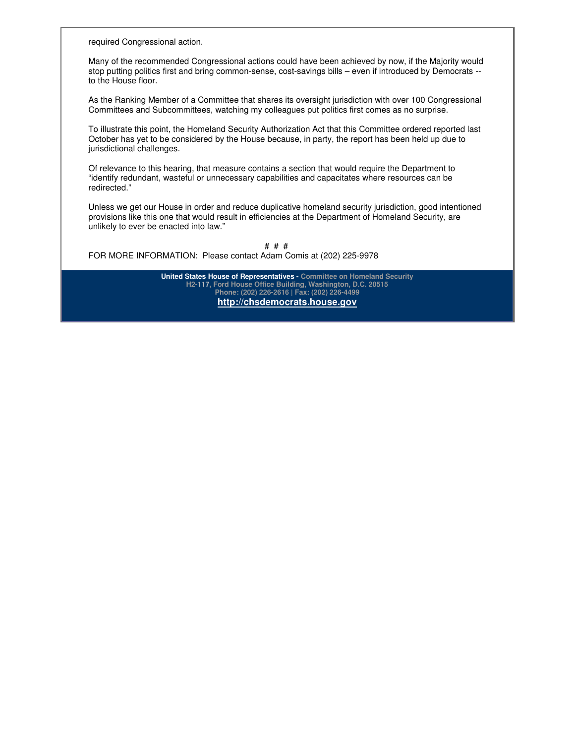required Congressional action.

Many of the recommended Congressional actions could have been achieved by now, if the Majority would stop putting politics first and bring common-sense, cost-savings bills – even if introduced by Democrats -- to the House floor.

As the Ranking Member of a Committee that shares its oversight jurisdiction with over 100 Congressional Committees and Subcommittees, watching my colleagues put politics first comes as no surprise.

To illustrate this point, the Homeland Security Authorization Act that this Committee ordered reported last October has yet to be considered by the House because, in party, the report has been held up due to jurisdictional challenges.

Of relevance to this hearing, that measure contains a section that would require the Department to "identify redundant, wasteful or unnecessary capabilities and capacitates where resources can be redirected."

Unless we get our House in order and reduce duplicative homeland security jurisdiction, good intentioned provisions like this one that would result in efficiencies at the Department of Homeland Security, are unlikely to ever be enacted into law."

# # #

FOR MORE INFORMATION: Please contact Adam Comis at (202) 225-9978

**United States House of Representatives - Committee on Homeland Security**
**H2-117, Ford House Office Building, Washington, D.C. 20515**
**Phone: (202) 226-2616 | Fax: (202) 226-4499**
**http://chsdemocrats.house.gov**